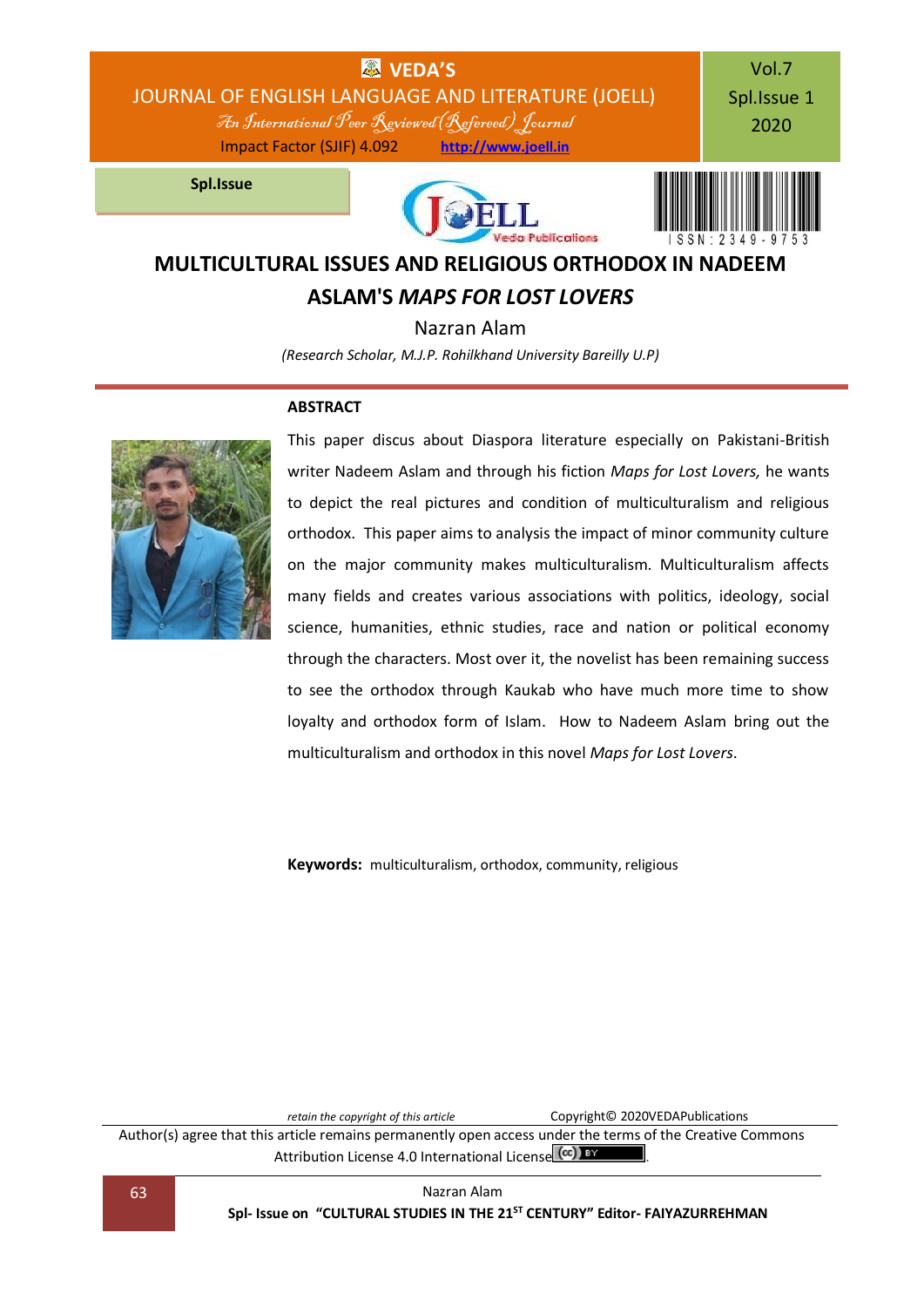# MULTICULTURAL ISSUES AND RELIGIOUS ORTHODOX IN NADEEM ASLAM'S *MAPS FOR LOST LOVERS*

Nazran Alam

*(Research Scholar, M.J.P. Rohilkhand University Bareilly U.P)*

## ABSTRACT

This paper discus about Diaspora literature especially on Pakistani-British writer Nadeem Aslam and through his fiction *Maps for Lost Lovers,* he wants to depict the real pictures and condition of multiculturalism and religious orthodox. This paper aims to analysis the impact of minor community culture on the major community makes multiculturalism. Multiculturalism affects many fields and creates various associations with politics, ideology, social science, humanities, ethnic studies, race and nation or political economy through the characters. Most over it, the novelist has been remaining success to see the orthodox through Kaukab who have much more time to show loyalty and orthodox form of Islam. How to Nadeem Aslam bring out the multiculturalism and orthodox in this novel *Maps for Lost Lovers*.

**Keywords:** multiculturalism, orthodox, community, religious

*retain the copyright of this article* Copyright© 2020VEDAPublications

Author(s) agree that this article remains permanently open access under the terms of the Creative Commons Attribution License 4.0 International License.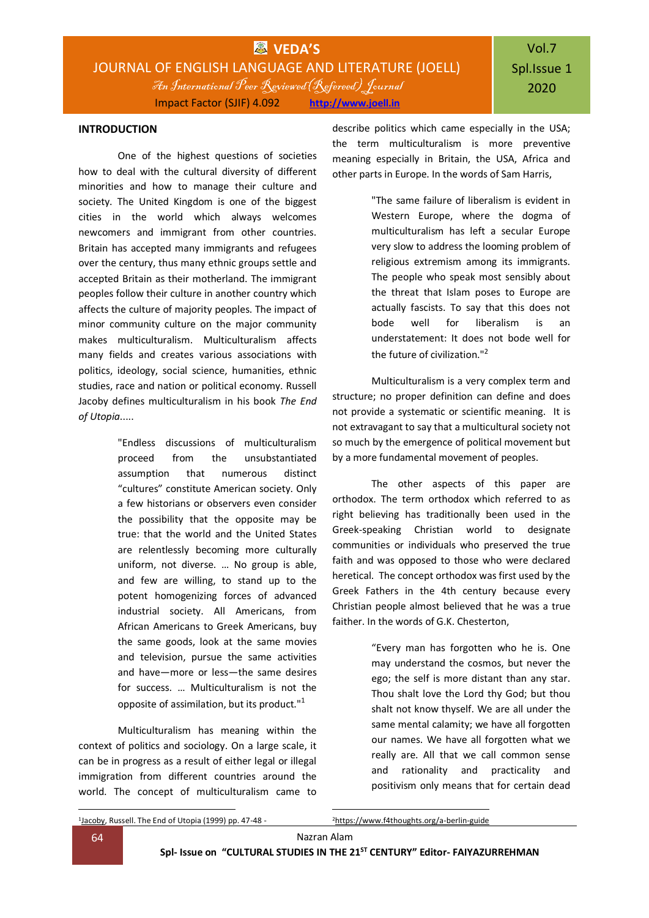## INTRODUCTION

One of the highest questions of societies how to deal with the cultural diversity of different minorities and how to manage their culture and society. The United Kingdom is one of the biggest cities in the world which always welcomes newcomers and immigrant from other countries. Britain has accepted many immigrants and refugees over the century, thus many ethnic groups settle and accepted Britain as their motherland. The immigrant peoples follow their culture in another country which affects the culture of majority peoples. The impact of minor community culture on the major community makes multiculturalism. Multiculturalism affects many fields and creates various associations with politics, ideology, social science, humanities, ethnic studies, race and nation or political economy. Russell Jacoby defines multiculturalism in his book *The End of Utopia*.....

> "Endless discussions of multiculturalism proceed from the unsubstantiated assumption that numerous distinct "cultures" constitute American society. Only a few historians or observers even consider the possibility that the opposite may be true: that the world and the United States are relentlessly becoming more culturally uniform, not diverse. … No group is able, and few are willing, to stand up to the potent homogenizing forces of advanced industrial society. All Americans, from African Americans to Greek Americans, buy the same goods, look at the same movies and television, pursue the same activities and have—more or less—the same desires for success. … Multiculturalism is not the opposite of assimilation, but its product."[1]

Multiculturalism has meaning within the context of politics and sociology. On a large scale, it can be in progress as a result of either legal or illegal immigration from different countries around the world. The concept of multiculturalism came to describe politics which came especially in the USA; the term multiculturalism is more preventive meaning especially in Britain, the USA, Africa and other parts in Europe. In the words of Sam Harris,

> "The same failure of liberalism is evident in Western Europe, where the dogma of multiculturalism has left a secular Europe very slow to address the looming problem of religious extremism among its immigrants. The people who speak most sensibly about the threat that Islam poses to Europe are actually fascists. To say that this does not bode well for liberalism is an understatement: It does not bode well for the future of civilization."[2]

Multiculturalism is a very complex term and structure; no proper definition can define and does not provide a systematic or scientific meaning. It is not extravagant to say that a multicultural society not so much by the emergence of political movement but by a more fundamental movement of peoples.

The other aspects of this paper are orthodox. The term orthodox which referred to as right believing has traditionally been used in the Greek-speaking Christian world to designate communities or individuals who preserved the true faith and was opposed to those who were declared heretical. The concept orthodox was first used by the Greek Fathers in the 4th century because every Christian people almost believed that he was a true faither. In the words of G.K. Chesterton,

> "Every man has forgotten who he is. One may understand the cosmos, but never the ego; the self is more distant than any star. Thou shalt love the Lord thy God; but thou shalt not know thyself. We are all under the same mental calamity; we have all forgotten our names. We have all forgotten what we really are. All that we call common sense and rationality and practicality and positivism only means that for certain dead

---

[1] Jacoby, Russell. The End of Utopia (1999) pp. 47-48 -

[2] https://www.f4thoughts.org/a-berlin-guide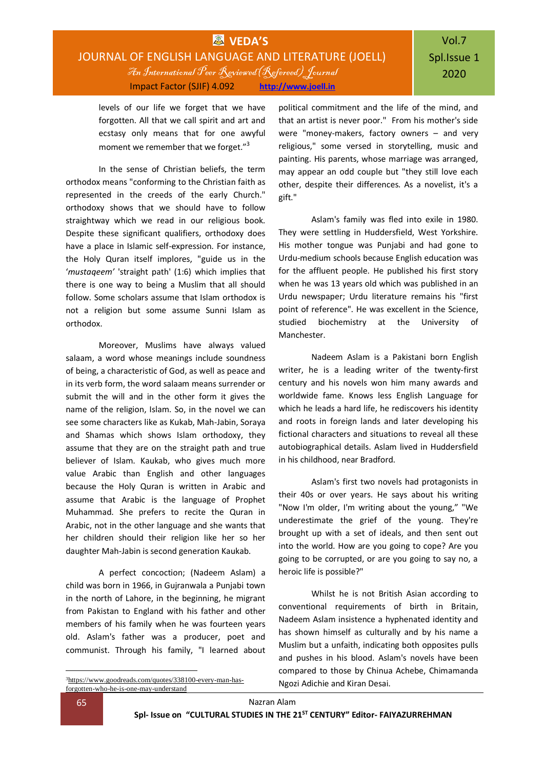levels of our life we forget that we have forgotten. All that we call spirit and art and ecstasy only means that for one awyful moment we remember that we forget."[3]

In the sense of Christian beliefs, the term orthodox means "conforming to the Christian faith as represented in the creeds of the early Church." orthodoxy shows that we should have to follow straightway which we read in our religious book. Despite these significant qualifiers, orthodoxy does have a place in Islamic self-expression. For instance, the Holy Quran itself implores, "guide us in the *'mustaqeem'* 'straight path' (1:6) which implies that there is one way to being a Muslim that all should follow. Some scholars assume that Islam orthodox is not a religion but some assume Sunni Islam as orthodox.

Moreover, Muslims have always valued salaam, a word whose meanings include soundness of being, a characteristic of God, as well as peace and in its verb form, the word salaam means surrender or submit the will and in the other form it gives the name of the religion, Islam. So, in the novel we can see some characters like as Kukab, Mah-Jabin, Soraya and Shamas which shows Islam orthodoxy, they assume that they are on the straight path and true believer of Islam. Kaukab, who gives much more value Arabic than English and other languages because the Holy Quran is written in Arabic and assume that Arabic is the language of Prophet Muhammad. She prefers to recite the Quran in Arabic, not in the other language and she wants that her children should their religion like her so her daughter Mah-Jabin is second generation Kaukab.

A perfect concoction; (Nadeem Aslam) a child was born in 1966, in Gujranwala a Punjabi town in the north of Lahore, in the beginning, he migrant from Pakistan to England with his father and other members of his family when he was fourteen years old. Aslam's father was a producer, poet and communist. Through his family, "I learned about political commitment and the life of the mind, and that an artist is never poor." From his mother's side were "money-makers, factory owners – and very religious," some versed in storytelling, music and painting. His parents, whose marriage was arranged, may appear an odd couple but "they still love each other, despite their differences. As a novelist, it's a gift."

Aslam's family was fled into exile in 1980. They were settling in Huddersfield, West Yorkshire. His mother tongue was Punjabi and had gone to Urdu-medium schools because English education was for the affluent people. He published his first story when he was 13 years old which was published in an Urdu newspaper; Urdu literature remains his "first point of reference". He was excellent in the Science, studied biochemistry at the University of Manchester.

Nadeem Aslam is a Pakistani born English writer, he is a leading writer of the twenty-first century and his novels won him many awards and worldwide fame. Knows less English Language for which he leads a hard life, he rediscovers his identity and roots in foreign lands and later developing his fictional characters and situations to reveal all these autobiographical details. Aslam lived in Huddersfield in his childhood, near Bradford.

Aslam's first two novels had protagonists in their 40s or over years. He says about his writing "Now I'm older, I'm writing about the young," "We underestimate the grief of the young. They're brought up with a set of ideals, and then sent out into the world. How are you going to cope? Are you going to be corrupted, or are you going to say no, a heroic life is possible?"

Whilst he is not British Asian according to conventional requirements of birth in Britain, Nadeem Aslam insistence a hyphenated identity and has shown himself as culturally and by his name a Muslim but a unfaith, indicating both opposites pulls and pushes in his blood. Aslam's novels have been compared to those by Chinua Achebe, Chimamanda Ngozi Adichie and Kiran Desai.

---

[3] https://www.goodreads.com/quotes/338100-every-man-has-forgotten-who-he-is-one-may-understand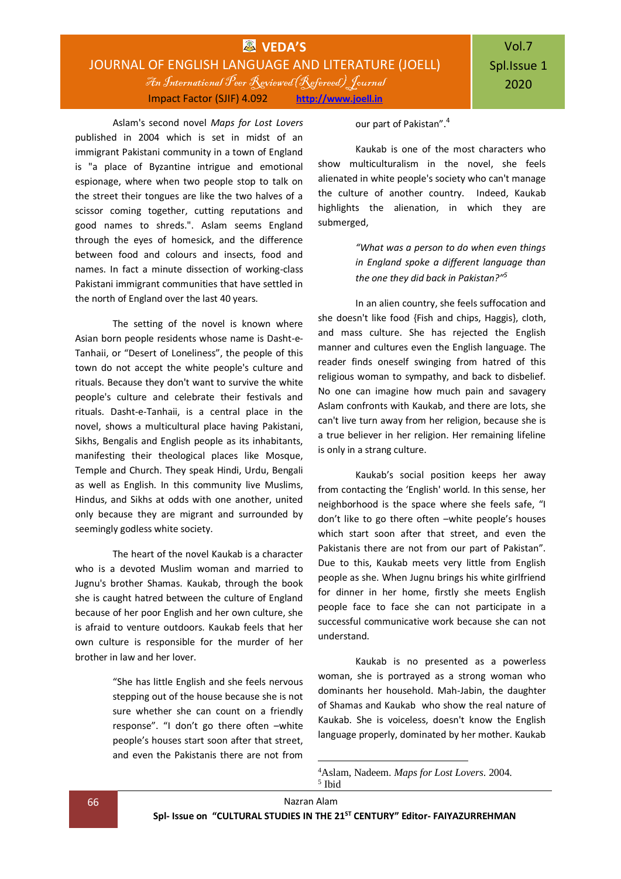Aslam's second novel *Maps for Lost Lovers* published in 2004 which is set in midst of an immigrant Pakistani community in a town of England is "a place of Byzantine intrigue and emotional espionage, where when two people stop to talk on the street their tongues are like the two halves of a scissor coming together, cutting reputations and good names to shreds.". Aslam seems England through the eyes of homesick, and the difference between food and colours and insects, food and names. In fact a minute dissection of working-class Pakistani immigrant communities that have settled in the north of England over the last 40 years.

The setting of the novel is known where Asian born people residents whose name is Dasht-e-Tanhaii, or "Desert of Loneliness", the people of this town do not accept the white people's culture and rituals. Because they don't want to survive the white people's culture and celebrate their festivals and rituals. Dasht-e-Tanhaii, is a central place in the novel, shows a multicultural place having Pakistani, Sikhs, Bengalis and English people as its inhabitants, manifesting their theological places like Mosque, Temple and Church. They speak Hindi, Urdu, Bengali as well as English. In this community live Muslims, Hindus, and Sikhs at odds with one another, united only because they are migrant and surrounded by seemingly godless white society.

The heart of the novel Kaukab is a character who is a devoted Muslim woman and married to Jugnu's brother Shamas. Kaukab, through the book she is caught hatred between the culture of England because of her poor English and her own culture, she is afraid to venture outdoors. Kaukab feels that her own culture is responsible for the murder of her brother in law and her lover.

> "She has little English and she feels nervous stepping out of the house because she is not sure whether she can count on a friendly response". "I don't go there often –white people's houses start soon after that street, and even the Pakistanis there are not from our part of Pakistan".[4]

Kaukab is one of the most characters who show multiculturalism in the novel, she feels alienated in white people's society who can't manage the culture of another country. Indeed, Kaukab highlights the alienation, in which they are submerged,

> *"What was a person to do when even things in England spoke a different language than the one they did back in Pakistan?"*[5]

In an alien country, she feels suffocation and she doesn't like food {Fish and chips, Haggis}, cloth, and mass culture. She has rejected the English manner and cultures even the English language. The reader finds oneself swinging from hatred of this religious woman to sympathy, and back to disbelief. No one can imagine how much pain and savagery Aslam confronts with Kaukab, and there are lots, she can't live turn away from her religion, because she is a true believer in her religion. Her remaining lifeline is only in a strang culture.

Kaukab's social position keeps her away from contacting the 'English' world. In this sense, her neighborhood is the space where she feels safe, "I don't like to go there often –white people's houses which start soon after that street, and even the Pakistanis there are not from our part of Pakistan". Due to this, Kaukab meets very little from English people as she. When Jugnu brings his white girlfriend for dinner in her home, firstly she meets English people face to face she can not participate in a successful communicative work because she can not understand.

Kaukab is no presented as a powerless woman, she is portrayed as a strong woman who dominants her household. Mah-Jabin, the daughter of Shamas and Kaukab who show the real nature of Kaukab. She is voiceless, doesn't know the English language properly, dominated by her mother. Kaukab

---

[4] Aslam, Nadeem. *Maps for Lost Lovers*. 2004.
[5] Ibid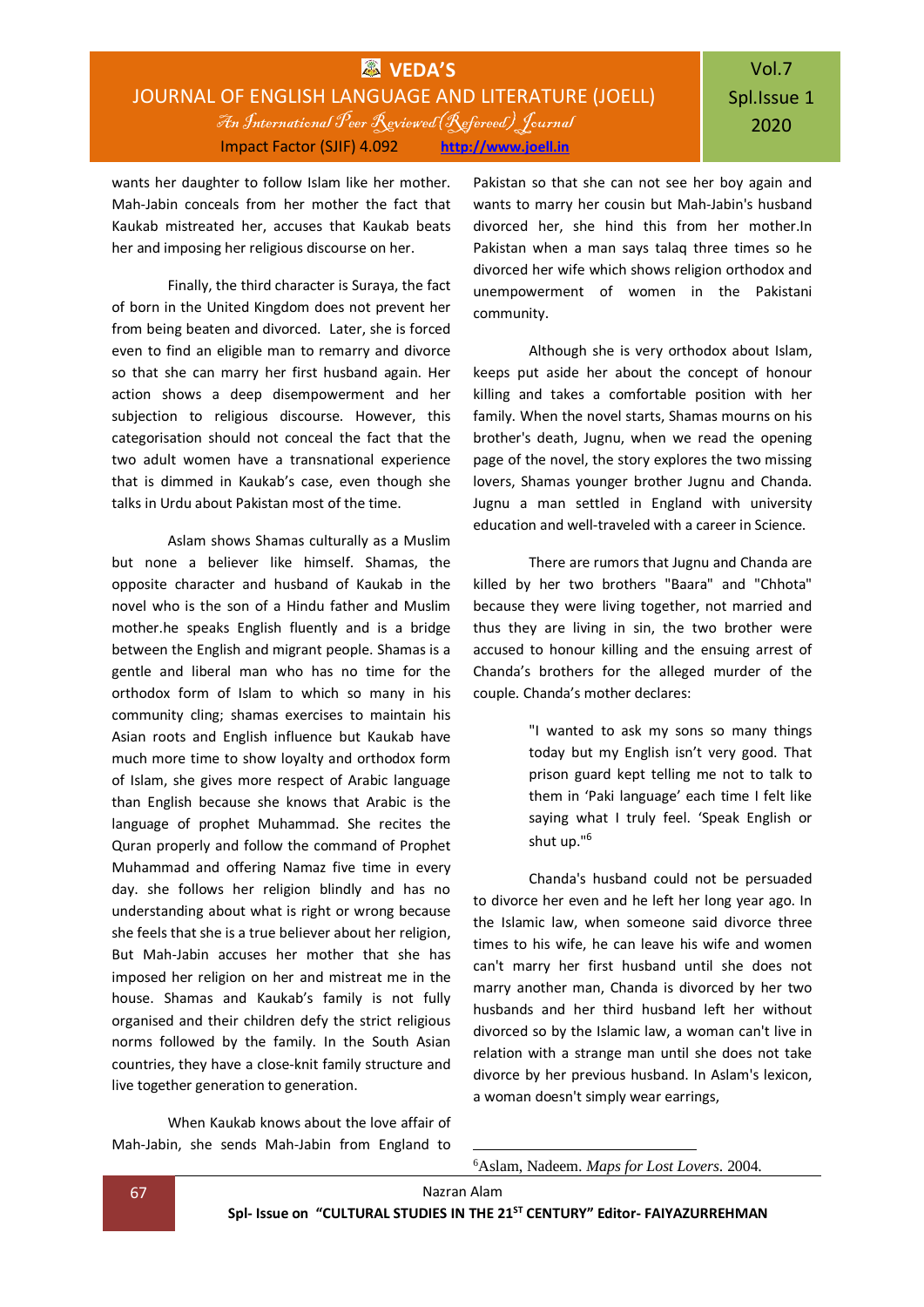wants her daughter to follow Islam like her mother. Mah-Jabin conceals from her mother the fact that Kaukab mistreated her, accuses that Kaukab beats her and imposing her religious discourse on her.

Finally, the third character is Suraya, the fact of born in the United Kingdom does not prevent her from being beaten and divorced. Later, she is forced even to find an eligible man to remarry and divorce so that she can marry her first husband again. Her action shows a deep disempowerment and her subjection to religious discourse. However, this categorisation should not conceal the fact that the two adult women have a transnational experience that is dimmed in Kaukab's case, even though she talks in Urdu about Pakistan most of the time.

Aslam shows Shamas culturally as a Muslim but none a believer like himself. Shamas, the opposite character and husband of Kaukab in the novel who is the son of a Hindu father and Muslim mother.he speaks English fluently and is a bridge between the English and migrant people. Shamas is a gentle and liberal man who has no time for the orthodox form of Islam to which so many in his community cling; shamas exercises to maintain his Asian roots and English influence but Kaukab have much more time to show loyalty and orthodox form of Islam, she gives more respect of Arabic language than English because she knows that Arabic is the language of prophet Muhammad. She recites the Quran properly and follow the command of Prophet Muhammad and offering Namaz five time in every day. she follows her religion blindly and has no understanding about what is right or wrong because she feels that she is a true believer about her religion, But Mah-Jabin accuses her mother that she has imposed her religion on her and mistreat me in the house. Shamas and Kaukab's family is not fully organised and their children defy the strict religious norms followed by the family. In the South Asian countries, they have a close-knit family structure and live together generation to generation.

When Kaukab knows about the love affair of Mah-Jabin, she sends Mah-Jabin from England to Pakistan so that she can not see her boy again and wants to marry her cousin but Mah-Jabin's husband divorced her, she hind this from her mother.In Pakistan when a man says talaq three times so he divorced her wife which shows religion orthodox and unempowerment of women in the Pakistani community.

Although she is very orthodox about Islam, keeps put aside her the concept of honour killing and takes a comfortable position with her family. When the novel starts, Shamas mourns on his brother's death, Jugnu, when we read the opening page of the novel, the story explores the two missing lovers, Shamas younger brother Jugnu and Chanda. Jugnu a man settled in England with university education and well-traveled with a career in Science.

There are rumors that Jugnu and Chanda are killed by her two brothers "Baara" and "Chhota" because they were living together, not married and thus they are living in sin, the two brother were accused to honour killing and the ensuing arrest of Chanda's brothers for the alleged murder of the couple. Chanda's mother declares:

> "I wanted to ask my sons so many things today but my English isn't very good. That prison guard kept telling me not to talk to them in 'Paki language' each time I felt like saying what I truly feel. 'Speak English or shut up."[6]

Chanda's husband could not be persuaded to divorce her even and he left her long year ago. In the Islamic law, when someone said divorce three times to his wife, he can leave his wife and women can't marry her first husband until she does not marry another man, Chanda is divorced by her two husbands and her third husband left her without divorced so by the Islamic law, a woman can't live in relation with a strange man until she does not take divorce by her previous husband. In Aslam's lexicon, a woman doesn't simply wear earrings,

---

[6] Aslam, Nadeem. *Maps for Lost Lovers*. 2004.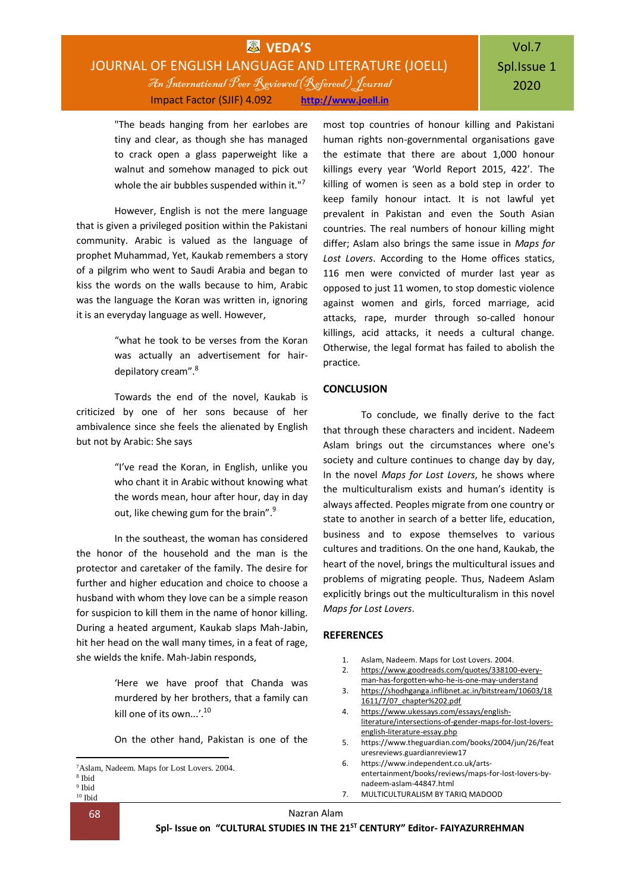> "The beads hanging from her earlobes are tiny and clear, as though she has managed to crack open a glass paperweight like a walnut and somehow managed to pick out whole the air bubbles suspended within it."[7]

However, English is not the mere language that is given a privileged position within the Pakistani community. Arabic is valued as the language of prophet Muhammad, Yet, Kaukab remembers a story of a pilgrim who went to Saudi Arabia and began to kiss the words on the walls because to him, Arabic was the language the Koran was written in, ignoring it is an everyday language as well. However,

> "what he took to be verses from the Koran was actually an advertisement for hair-depilatory cream".[8]

Towards the end of the novel, Kaukab is criticized by one of her sons because of her ambivalence since she feels the alienated by English but not by Arabic: She says

> "I've read the Koran, in English, unlike you who chant it in Arabic without knowing what the words mean, hour after hour, day in day out, like chewing gum for the brain".[9]

In the southeast, the woman has considered the honor of the household and the man is the protector and caretaker of the family. The desire for further and higher education and choice to choose a husband with whom they love can be a simple reason for suspicion to kill them in the name of honor killing. During a heated argument, Kaukab slaps Mah-Jabin, hit her head on the wall many times, in a feat of rage, she wields the knife. Mah-Jabin responds,

> 'Here we have proof that Chanda was murdered by her brothers, that a family can kill one of its own...'.[10]

On the other hand, Pakistan is one of the most top countries of honour killing and Pakistani human rights non-governmental organisations gave the estimate that there are about 1,000 honour killings every year 'World Report 2015, 422'. The killing of women is seen as a bold step in order to keep family honour intact. It is not lawful yet prevalent in Pakistan and even the South Asian countries. The real numbers of honour killing might differ; Aslam also brings the same issue in *Maps for Lost Lovers*. According to the Home offices statics, 116 men were convicted of murder last year as opposed to just 11 women, to stop domestic violence against women and girls, forced marriage, acid attacks, rape, murder through so-called honour killings, acid attacks, it needs a cultural change. Otherwise, the legal format has failed to abolish the practice.

## CONCLUSION

To conclude, we finally derive to the fact that through these characters and incident. Nadeem Aslam brings out the circumstances where one's society and culture continues to change day by day, In the novel *Maps for Lost Lovers*, he shows where the multiculturalism exists and human's identity is always affected. Peoples migrate from one country or state to another in search of a better life, education, business and to expose themselves to various cultures and traditions. On the one hand, Kaukab, the heart of the novel, brings the multicultural issues and problems of migrating people. Thus, Nadeem Aslam explicitly brings out the multiculturalism in this novel *Maps for Lost Lovers*.

## REFERENCES

1. Aslam, Nadeem. Maps for Lost Lovers. 2004.
2. https://www.goodreads.com/quotes/338100-every-man-has-forgotten-who-he-is-one-may-understand
3. https://shodhganga.inflibnet.ac.in/bitstream/10603/181611/7/07_chapter%202.pdf
4. https://www.ukessays.com/essays/english-literature/intersections-of-gender-maps-for-lost-lovers-english-literature-essay.php
5. https://www.theguardian.com/books/2004/jun/26/featuresreviews.guardianreview17
6. https://www.independent.co.uk/arts-entertainment/books/reviews/maps-for-lost-lovers-by-nadeem-aslam-44847.html
7. MULTICULTURALISM BY TARIQ MADOOD

---

[7] Aslam, Nadeem. Maps for Lost Lovers. 2004.
[8] Ibid
[9] Ibid
[10] Ibid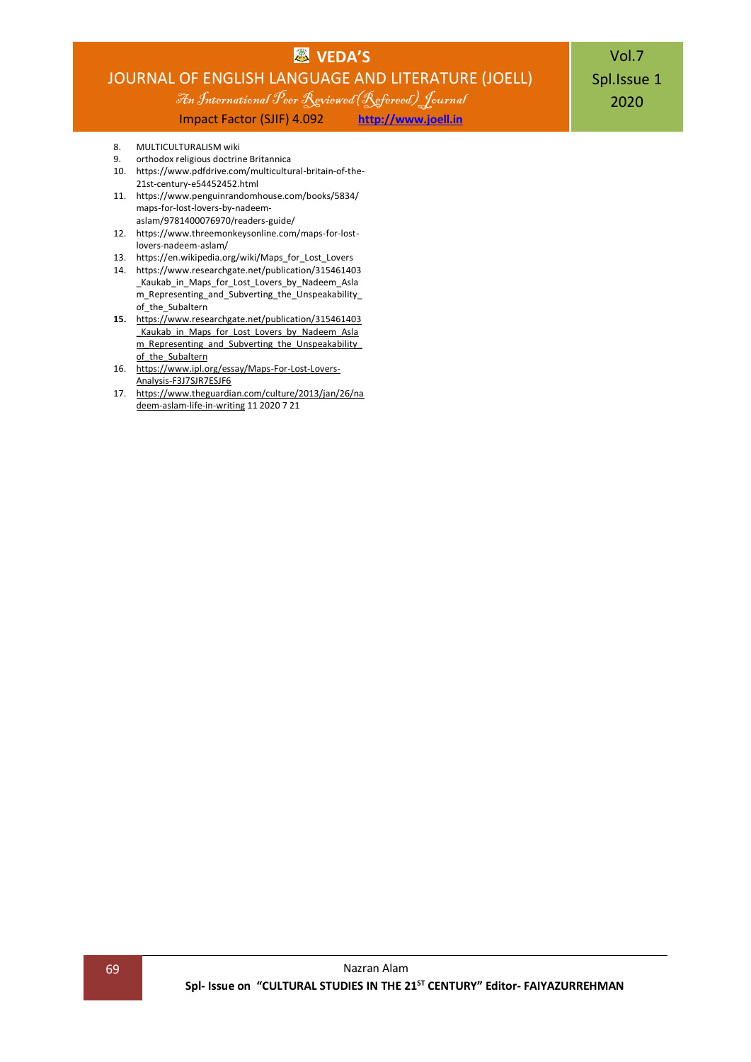8. MULTICULTURALISM wiki
9. orthodox religious doctrine Britannica
10. https://www.pdfdrive.com/multicultural-britain-of-the-21st-century-e54452452.html
11. https://www.penguinrandomhouse.com/books/5834/maps-for-lost-lovers-by-nadeem-aslam/9781400076970/readers-guide/
12. https://www.threemonkeysonline.com/maps-for-lost-lovers-nadeem-aslam/
13. https://en.wikipedia.org/wiki/Maps_for_Lost_Lovers
14. https://www.researchgate.net/publication/315461403_Kaukab_in_Maps_for_Lost_Lovers_by_Nadeem_Aslam_Representing_and_Subverting_the_Unspeakability_of_the_Subaltern
15. https://www.researchgate.net/publication/315461403_Kaukab_in_Maps_for_Lost_Lovers_by_Nadeem_Aslam_Representing_and_Subverting_the_Unspeakability_of_the_Subaltern
16. https://www.ipl.org/essay/Maps-For-Lost-Lovers-Analysis-F3J7SJR7ESJF6
17. https://www.theguardian.com/culture/2013/jan/26/nadeem-aslam-life-in-writing 11 2020 7 21